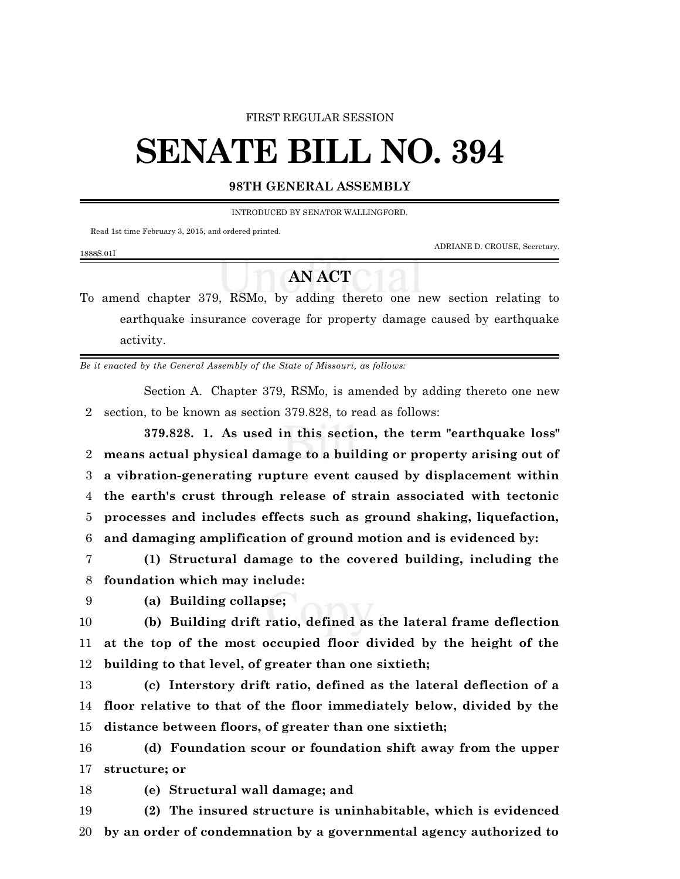FIRST REGULAR SESSION

# SENATE BILL NO. 394

## 98TH GENERAL ASSEMBLY

INTRODUCED BY SENATOR WALLINGFORD.

Read 1st time February 3, 2015, and ordered printed.

ADRIANE D. CROUSE, Secretary.

1888S.01I

## AN ACT

To amend chapter 379, RSMo, by adding thereto one new section relating to earthquake insurance coverage for property damage caused by earthquake activity.

*Be it enacted by the General Assembly of the State of Missouri, as follows:*

Section A. Chapter 379, RSMo, is amended by adding thereto one new section, to be known as section 379.828, to read as follows:

**379.828. 1. As used in this section, the term "earthquake loss" means actual physical damage to a building or property arising out of a vibration-generating rupture event caused by displacement within the earth's crust through release of strain associated with tectonic processes and includes effects such as ground shaking, liquefaction, and damaging amplification of ground motion and is evidenced by:**

**(1) Structural damage to the covered building, including the foundation which may include:**

**(a) Building collapse;**

**(b) Building drift ratio, defined as the lateral frame deflection at the top of the most occupied floor divided by the height of the building to that level, of greater than one sixtieth;**

**(c) Interstory drift ratio, defined as the lateral deflection of a floor relative to that of the floor immediately below, divided by the distance between floors, of greater than one sixtieth;**

**(d) Foundation scour or foundation shift away from the upper structure; or**

**(e) Structural wall damage; and**

**(2) The insured structure is uninhabitable, which is evidenced by an order of condemnation by a governmental agency authorized to**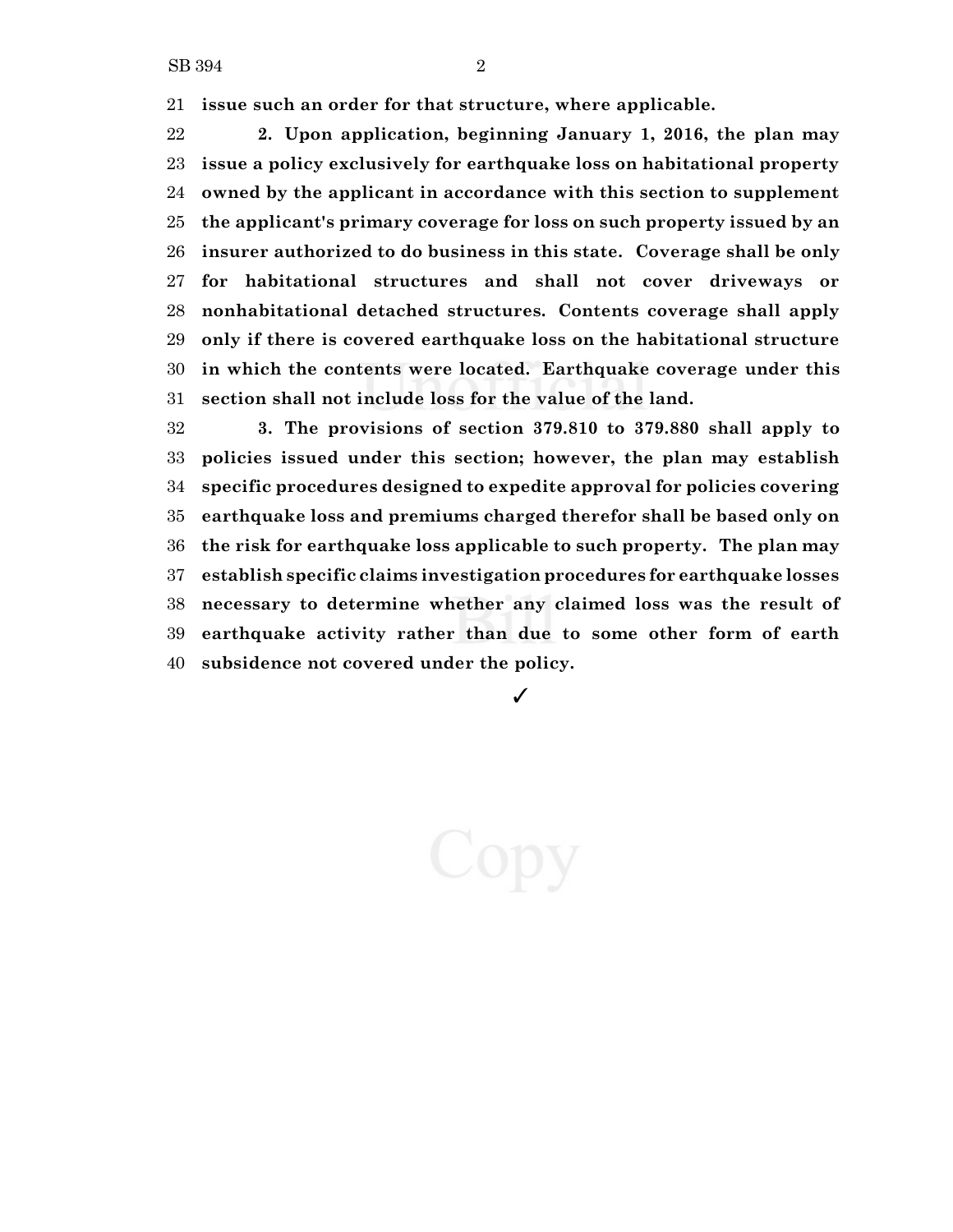**issue such an order for that structure, where applicable.**

**2. Upon application, beginning January 1, 2016, the plan may issue a policy exclusively for earthquake loss on habitational property owned by the applicant in accordance with this section to supplement the applicant's primary coverage for loss on such property issued by an insurer authorized to do business in this state. Coverage shall be only for habitational structures and shall not cover driveways or nonhabitational detached structures. Contents coverage shall apply only if there is covered earthquake loss on the habitational structure in which the contents were located. Earthquake coverage under this section shall not include loss for the value of the land.**

**3. The provisions of section 379.810 to 379.880 shall apply to policies issued under this section; however, the plan may establish specific procedures designed to expedite approval for policies covering earthquake loss and premiums charged therefor shall be based only on the risk for earthquake loss applicable to such property. The plan may establish specific claims investigation procedures for earthquake losses necessary to determine whether any claimed loss was the result of earthquake activity rather than due to some other form of earth subsidence not covered under the policy.**

✓